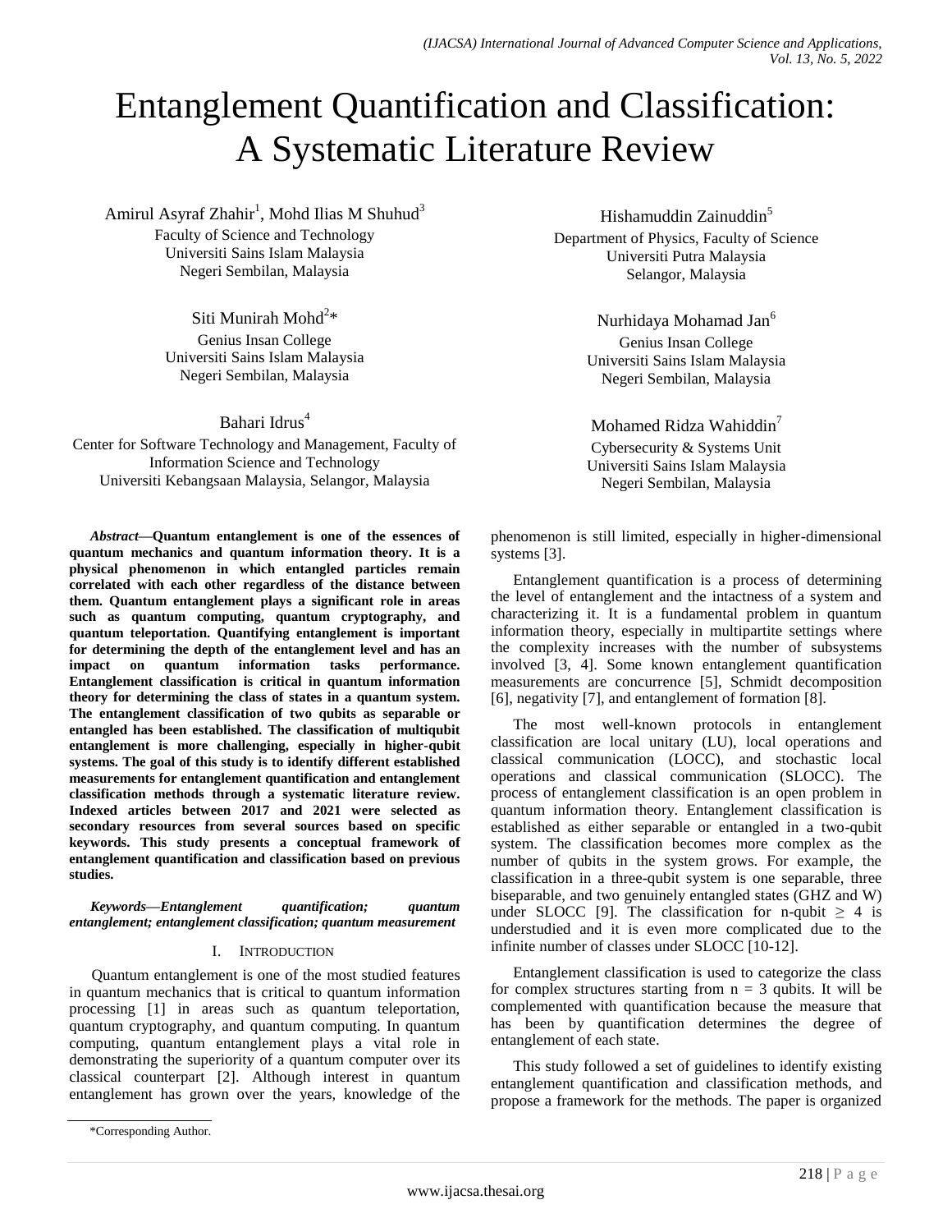# Entanglement Quantification and Classification: A Systematic Literature Review

Amirul Asyraf Zhahir[1], Mohd Ilias M Shuhud[3]
Faculty of Science and Technology
Universiti Sains Islam Malaysia
Negeri Sembilan, Malaysia

Siti Munirah Mohd[2]*
Genius Insan College
Universiti Sains Islam Malaysia
Negeri Sembilan, Malaysia

Bahari Idrus[4]
Center for Software Technology and Management, Faculty of Information Science and Technology
Universiti Kebangsaan Malaysia, Selangor, Malaysia

Hishamuddin Zainuddin[5]
Department of Physics, Faculty of Science
Universiti Putra Malaysia
Selangor, Malaysia

Nurhidaya Mohamad Jan[6]
Genius Insan College
Universiti Sains Islam Malaysia
Negeri Sembilan, Malaysia

Mohamed Ridza Wahiddin[7]
Cybersecurity & Systems Unit
Universiti Sains Islam Malaysia
Negeri Sembilan, Malaysia

***Abstract*—Quantum entanglement is one of the essences of quantum mechanics and quantum information theory. It is a physical phenomenon in which entangled particles remain correlated with each other regardless of the distance between them. Quantum entanglement plays a significant role in areas such as quantum computing, quantum cryptography, and quantum teleportation. Quantifying entanglement is important for determining the depth of the entanglement level and has an impact on quantum information tasks performance. Entanglement classification is critical in quantum information theory for determining the class of states in a quantum system. The entanglement classification of two qubits as separable or entangled has been established. The classification of multiqubit entanglement is more challenging, especially in higher-qubit systems. The goal of this study is to identify different established measurements for entanglement quantification and entanglement classification methods through a systematic literature review. Indexed articles between 2017 and 2021 were selected as secondary resources from several sources based on specific keywords. This study presents a conceptual framework of entanglement quantification and classification based on previous studies.**

***Keywords*—*Entanglement quantification; quantum entanglement; entanglement classification; quantum measurement***

## I. Introduction

Quantum entanglement is one of the most studied features in quantum mechanics that is critical to quantum information processing [1] in areas such as quantum teleportation, quantum cryptography, and quantum computing. In quantum computing, quantum entanglement plays a vital role in demonstrating the superiority of a quantum computer over its classical counterpart [2]. Although interest in quantum entanglement has grown over the years, knowledge of the phenomenon is still limited, especially in higher-dimensional systems [3].

Entanglement quantification is a process of determining the level of entanglement and the intactness of a system and characterizing it. It is a fundamental problem in quantum information theory, especially in multipartite settings where the complexity increases with the number of subsystems involved [3, 4]. Some known entanglement quantification measurements are concurrence [5], Schmidt decomposition [6], negativity [7], and entanglement of formation [8].

The most well-known protocols in entanglement classification are local unitary (LU), local operations and classical communication (LOCC), and stochastic local operations and classical communication (SLOCC). The process of entanglement classification is an open problem in quantum information theory. Entanglement classification is established as either separable or entangled in a two-qubit system. The classification becomes more complex as the number of qubits in the system grows. For example, the classification in a three-qubit system is one separable, three biseparable, and two genuinely entangled states (GHZ and W) under SLOCC [9]. The classification for n-qubit $\geq$ 4 is understudied and it is even more complicated due to the infinite number of classes under SLOCC [10-12].

Entanglement classification is used to categorize the class for complex structures starting from n = 3 qubits. It will be complemented with quantification because the measure that has been by quantification determines the degree of entanglement of each state.

This study followed a set of guidelines to identify existing entanglement quantification and classification methods, and propose a framework for the methods. The paper is organized

*Corresponding Author.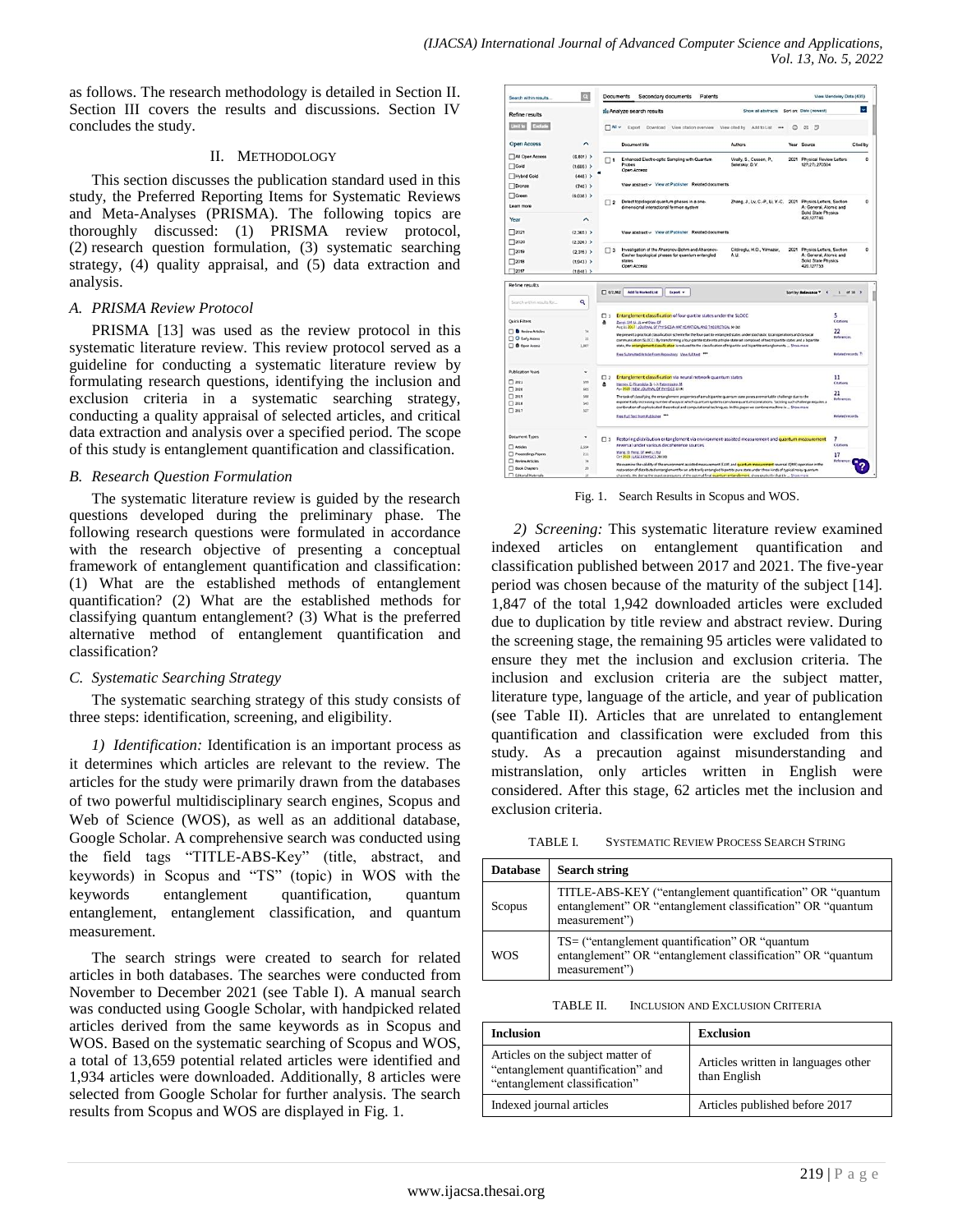as follows. The research methodology is detailed in Section II. Section III covers the results and discussions. Section IV concludes the study.

## II. Methodology

This section discusses the publication standard used in this study, the Preferred Reporting Items for Systematic Reviews and Meta-Analyses (PRISMA). The following topics are thoroughly discussed: (1) PRISMA review protocol, (2) research question formulation, (3) systematic searching strategy, (4) quality appraisal, and (5) data extraction and analysis.

### *A. PRISMA Review Protocol*

PRISMA [13] was used as the review protocol in this systematic literature review. This review protocol served as a guideline for conducting a systematic literature review by formulating research questions, identifying the inclusion and exclusion criteria in a systematic searching strategy, conducting a quality appraisal of selected articles, and critical data extraction and analysis over a specified period. The scope of this study is entanglement quantification and classification.

### *B. Research Question Formulation*

The systematic literature review is guided by the research questions developed during the preliminary phase. The following research questions were formulated in accordance with the research objective of presenting a conceptual framework of entanglement quantification and classification: (1) What are the established methods of entanglement quantification? (2) What are the established methods for classifying quantum entanglement? (3) What is the preferred alternative method of entanglement quantification and classification?

### *C. Systematic Searching Strategy*

The systematic searching strategy of this study consists of three steps: identification, screening, and eligibility.

*1) Identification:* Identification is an important process as it determines which articles are relevant to the review. The articles for the study were primarily drawn from the databases of two powerful multidisciplinary search engines, Scopus and Web of Science (WOS), as well as an additional database, Google Scholar. A comprehensive search was conducted using the field tags "TITLE-ABS-Key" (title, abstract, and keywords) in Scopus and "TS" (topic) in WOS with the keywords entanglement quantification, quantum entanglement, entanglement classification, and quantum measurement.

The search strings were created to search for related articles in both databases. The searches were conducted from November to December 2021 (see Table I). A manual search was conducted using Google Scholar, with handpicked related articles derived from the same keywords as in Scopus and WOS. Based on the systematic searching of Scopus and WOS, a total of 13,659 potential related articles were identified and 1,934 articles were downloaded. Additionally, 8 articles were selected from Google Scholar for further analysis. The search results from Scopus and WOS are displayed in Fig. 1.

Fig. 1. Search Results in Scopus and WOS.

*2) Screening:* This systematic literature review examined indexed articles on entanglement quantification and classification published between 2017 and 2021. The five-year period was chosen because of the maturity of the subject [14]. 1,847 of the total 1,942 downloaded articles were excluded due to duplication by title review and abstract review. During the screening stage, the remaining 95 articles were validated to ensure they met the inclusion and exclusion criteria. The inclusion and exclusion criteria are the subject matter, literature type, language of the article, and year of publication (see Table II). Articles that are unrelated to entanglement quantification and classification were excluded from this study. As a precaution against misunderstanding and mistranslation, only articles written in English were considered. After this stage, 62 articles met the inclusion and exclusion criteria.

TABLE I. Systematic Review Process Search String

| Database | Search string |
|---|---|
| Scopus | TITLE-ABS-KEY ("entanglement quantification" OR "quantum entanglement" OR "entanglement classification" OR "quantum measurement") |
| WOS | TS= ("entanglement quantification" OR "quantum entanglement" OR "entanglement classification" OR "quantum measurement") |

TABLE II. Inclusion and Exclusion Criteria

| Inclusion | Exclusion |
|---|---|
| Articles on the subject matter of "entanglement quantification" and "entanglement classification" | Articles written in languages other than English |
| Indexed journal articles | Articles published before 2017 |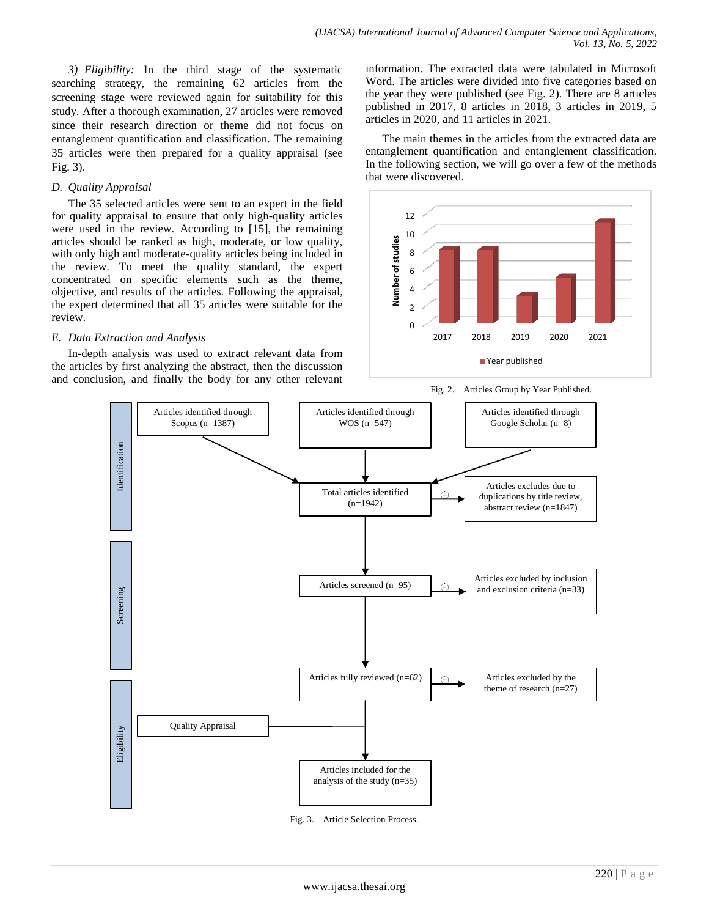3) *Eligibility:* In the third stage of the systematic searching strategy, the remaining 62 articles from the screening stage were reviewed again for suitability for this study. After a thorough examination, 27 articles were removed since their research direction or theme did not focus on entanglement quantification and classification. The remaining 35 articles were then prepared for a quality appraisal (see Fig. 3).

### *D. Quality Appraisal*

The 35 selected articles were sent to an expert in the field for quality appraisal to ensure that only high-quality articles were used in the review. According to [15], the remaining articles should be ranked as high, moderate, or low quality, with only high and moderate-quality articles being included in the review. To meet the quality standard, the expert concentrated on specific elements such as the theme, objective, and results of the articles. Following the appraisal, the expert determined that all 35 articles were suitable for the review.

### *E. Data Extraction and Analysis*

In-depth analysis was used to extract relevant data from the articles by first analyzing the abstract, then the discussion and conclusion, and finally the body for any other relevant information. The extracted data were tabulated in Microsoft Word. The articles were divided into five categories based on the year they were published (see Fig. 2). There are 8 articles published in 2017, 8 articles in 2018, 3 articles in 2019, 5 articles in 2020, and 11 articles in 2021.

The main themes in the articles from the extracted data are entanglement quantification and entanglement classification. In the following section, we will go over a few of the methods that were discovered.

| Year published | Number of studies |
|---|---|
| 2017 | 8 |
| 2018 | 8 |
| 2019 | 3 |
| 2020 | 5 |
| 2021 | 11 |

Fig. 2. Articles Group by Year Published.

**Identification**
- Articles identified through Scopus (n=1387)
- Articles identified through WOS (n=547)
- Articles identified through Google Scholar (n=8)
- Total articles identified (n=1942) → Articles excludes due to duplications by title review, abstract review (n=1847)

**Screening**
- Articles screened (n=95) → Articles excluded by inclusion and exclusion criteria (n=33)

**Eligibility**
- Articles fully reviewed (n=62) → Articles excluded by the theme of research (n=27)
- Quality Appraisal
- Articles included for the analysis of the study (n=35)

Fig. 3. Article Selection Process.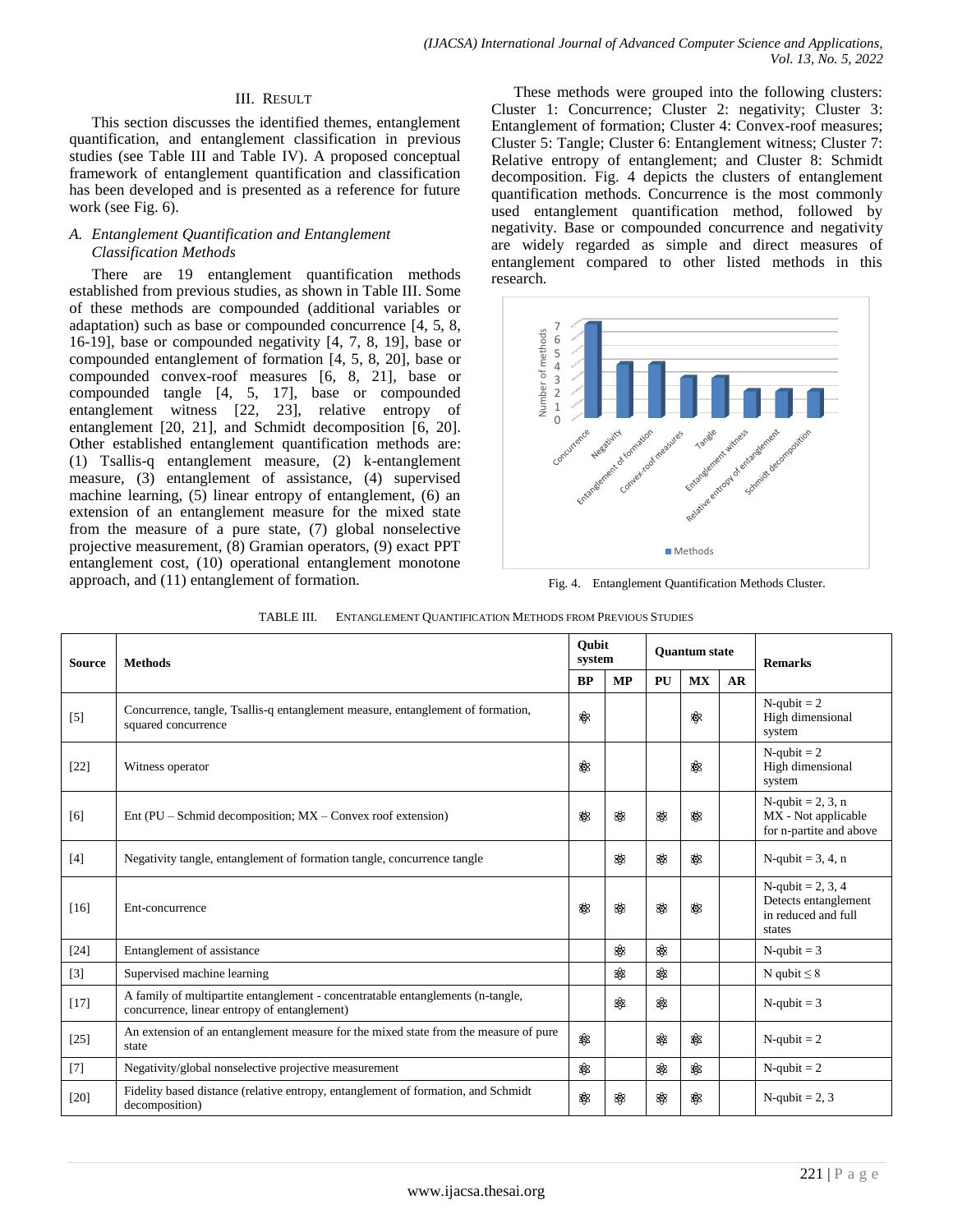## III. Result

This section discusses the identified themes, entanglement quantification, and entanglement classification in previous studies (see Table III and Table IV). A proposed conceptual framework of entanglement quantification and classification has been developed and is presented as a reference for future work (see Fig. 6).

### *A. Entanglement Quantification and Entanglement Classification Methods*

There are 19 entanglement quantification methods established from previous studies, as shown in Table III. Some of these methods are compounded (additional variables or adaptation) such as base or compounded concurrence [4, 5, 8, 16-19], base or compounded negativity [4, 7, 8, 19], base or compounded entanglement of formation [4, 5, 8, 20], base or compounded convex-roof measures [6, 8, 21], base or compounded tangle [4, 5, 17], base or compounded entanglement witness [22, 23], relative entropy of entanglement [20, 21], and Schmidt decomposition [6, 20]. Other established entanglement quantification methods are: (1) Tsallis-q entanglement measure, (2) k-entanglement measure, (3) entanglement of assistance, (4) supervised machine learning, (5) linear entropy of entanglement, (6) an extension of an entanglement measure for the mixed state from the measure of a pure state, (7) global nonselective projective measurement, (8) Gramian operators, (9) exact PPT entanglement cost, (10) operational entanglement monotone approach, and (11) entanglement of formation.

These methods were grouped into the following clusters: Cluster 1: Concurrence; Cluster 2: negativity; Cluster 3: Entanglement of formation; Cluster 4: Convex-roof measures; Cluster 5: Tangle; Cluster 6: Entanglement witness; Cluster 7: Relative entropy of entanglement; and Cluster 8: Schmidt decomposition. Fig. 4 depicts the clusters of entanglement quantification methods. Concurrence is the most commonly used entanglement quantification method, followed by negativity. Base or compounded concurrence and negativity are widely regarded as simple and direct measures of entanglement compared to other listed methods in this research.

Fig. 4. Entanglement Quantification Methods Cluster.

TABLE III. Entanglement Quantification Methods from Previous Studies

| Source | Methods | Qubit system | | Quantum state | | | Remarks |
|---|---|---|---|---|---|---|---|
| | | BP | MP | PU | MX | AR | |
| [5] | Concurrence, tangle, Tsallis-q entanglement measure, entanglement of formation, squared concurrence | ⚛ | | | ⚛ | | N-qubit = 2 High dimensional system |
| [22] | Witness operator | ⚛ | | | ⚛ | | N-qubit = 2 High dimensional system |
| [6] | Ent (PU – Schmid decomposition; MX – Convex roof extension) | ⚛ | ⚛ | ⚛ | ⚛ | | N-qubit = 2, 3, n MX - Not applicable for n-partite and above |
| [4] | Negativity tangle, entanglement of formation tangle, concurrence tangle | | ⚛ | ⚛ | ⚛ | | N-qubit = 3, 4, n |
| [16] | Ent-concurrence | ⚛ | ⚛ | ⚛ | ⚛ | | N-qubit = 2, 3, 4 Detects entanglement in reduced and full states |
| [24] | Entanglement of assistance | | ⚛ | ⚛ | | | N-qubit = 3 |
| [3] | Supervised machine learning | | ⚛ | ⚛ | | | N qubit ≤ 8 |
| [17] | A family of multipartite entanglement - concentratable entanglements (n-tangle, concurrence, linear entropy of entanglement) | | ⚛ | ⚛ | | | N-qubit = 3 |
| [25] | An extension of an entanglement measure for the mixed state from the measure of pure state | ⚛ | | ⚛ | ⚛ | | N-qubit = 2 |
| [7] | Negativity/global nonselective projective measurement | ⚛ | | ⚛ | ⚛ | | N-qubit = 2 |
| [20] | Fidelity based distance (relative entropy, entanglement of formation, and Schmidt decomposition) | ⚛ | ⚛ | ⚛ | ⚛ | | N-qubit = 2, 3 |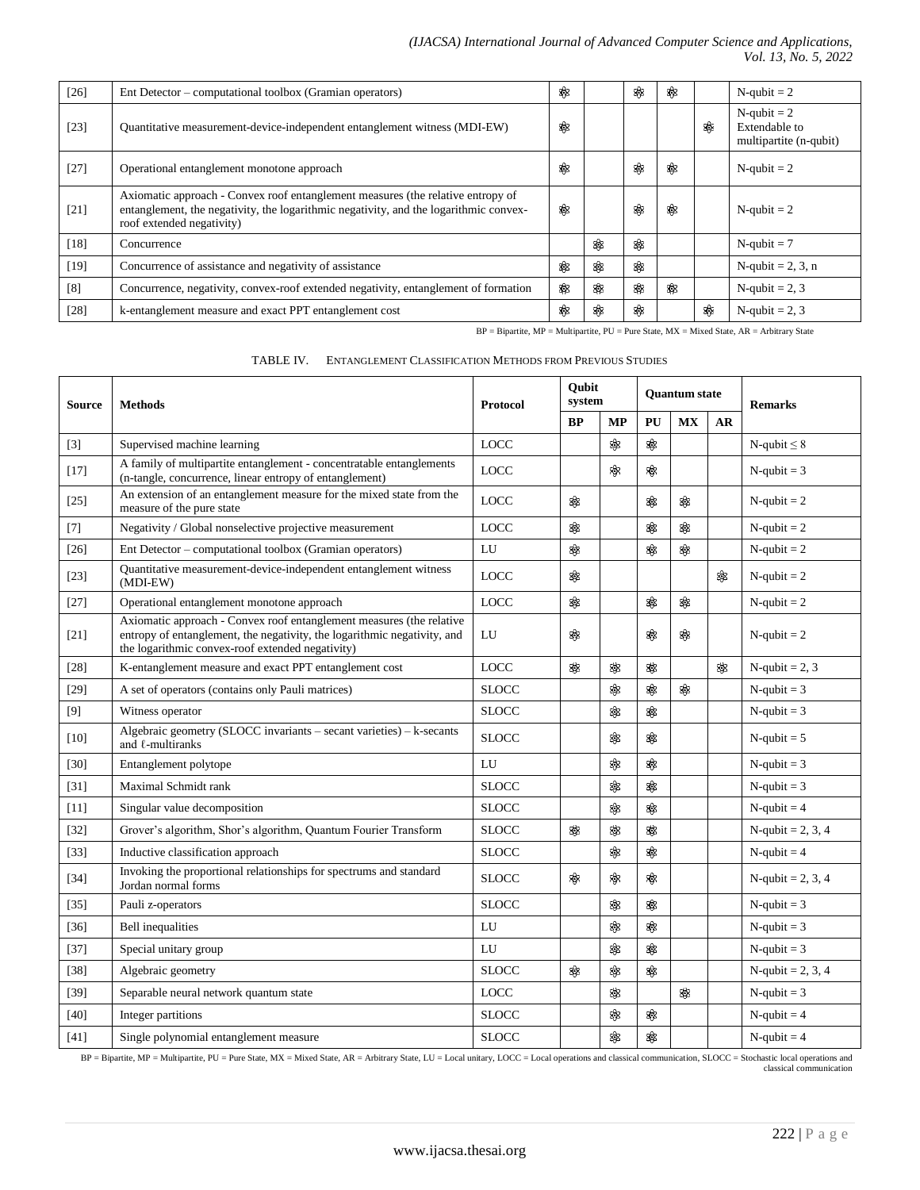| Source | Methods | BP | MP | PU | MX | AR | Remarks |
|---|---|---|---|---|---|---|---|
| [26] | Ent Detector – computational toolbox (Gramian operators) | ⚛ | | ⚛ | ⚛ | | N-qubit = 2 |
| [23] | Quantitative measurement-device-independent entanglement witness (MDI-EW) | ⚛ | | | | ⚛ | N-qubit = 2 Extendable to multipartite (n-qubit) |
| [27] | Operational entanglement monotone approach | ⚛ | | ⚛ | ⚛ | | N-qubit = 2 |
| [21] | Axiomatic approach - Convex roof entanglement measures (the relative entropy of entanglement, the negativity, the logarithmic negativity, and the logarithmic convex-roof extended negativity) | ⚛ | | ⚛ | ⚛ | | N-qubit = 2 |
| [18] | Concurrence | | ⚛ | ⚛ | | | N-qubit = 7 |
| [19] | Concurrence of assistance and negativity of assistance | ⚛ | ⚛ | ⚛ | | | N-qubit = 2, 3, n |
| [8] | Concurrence, negativity, convex-roof extended negativity, entanglement of formation | ⚛ | ⚛ | ⚛ | ⚛ | | N-qubit = 2, 3 |
| [28] | k-entanglement measure and exact PPT entanglement cost | ⚛ | ⚛ | ⚛ | | ⚛ | N-qubit = 2, 3 |

BP = Bipartite, MP = Multipartite, PU = Pure State, MX = Mixed State, AR = Arbitrary State

TABLE IV. ENTANGLEMENT CLASSIFICATION METHODS FROM PREVIOUS STUDIES

| Source | Methods | Protocol | Qubit system | | Quantum state | | | Remarks |
|---|---|---|---|---|---|---|---|---|
| | | | BP | MP | PU | MX | AR | |
| [3] | Supervised machine learning | LOCC | | ⚛ | ⚛ | | | N-qubit ≤ 8 |
| [17] | A family of multipartite entanglement - concentratable entanglements (n-tangle, concurrence, linear entropy of entanglement) | LOCC | | ⚛ | ⚛ | | | N-qubit = 3 |
| [25] | An extension of an entanglement measure for the mixed state from the measure of the pure state | LOCC | ⚛ | | ⚛ | ⚛ | | N-qubit = 2 |
| [7] | Negativity / Global nonselective projective measurement | LOCC | ⚛ | | ⚛ | ⚛ | | N-qubit = 2 |
| [26] | Ent Detector – computational toolbox (Gramian operators) | LU | ⚛ | | ⚛ | ⚛ | | N-qubit = 2 |
| [23] | Quantitative measurement-device-independent entanglement witness (MDI-EW) | LOCC | ⚛ | | | | ⚛ | N-qubit = 2 |
| [27] | Operational entanglement monotone approach | LOCC | ⚛ | | ⚛ | ⚛ | | N-qubit = 2 |
| [21] | Axiomatic approach - Convex roof entanglement measures (the relative entropy of entanglement, the negativity, the logarithmic negativity, and the logarithmic convex-roof extended negativity) | LU | ⚛ | | ⚛ | ⚛ | | N-qubit = 2 |
| [28] | K-entanglement measure and exact PPT entanglement cost | LOCC | ⚛ | ⚛ | ⚛ | | ⚛ | N-qubit = 2, 3 |
| [29] | A set of operators (contains only Pauli matrices) | SLOCC | | ⚛ | ⚛ | ⚛ | | N-qubit = 3 |
| [9] | Witness operator | SLOCC | | ⚛ | ⚛ | | | N-qubit = 3 |
| [10] | Algebraic geometry (SLOCC invariants – secant varieties) – k-secants and ℓ-multiranks | SLOCC | | ⚛ | ⚛ | | | N-qubit = 5 |
| [30] | Entanglement polytope | LU | | ⚛ | ⚛ | | | N-qubit = 3 |
| [31] | Maximal Schmidt rank | SLOCC | | ⚛ | ⚛ | | | N-qubit = 3 |
| [11] | Singular value decomposition | SLOCC | | ⚛ | ⚛ | | | N-qubit = 4 |
| [32] | Grover's algorithm, Shor's algorithm, Quantum Fourier Transform | SLOCC | ⚛ | ⚛ | ⚛ | | | N-qubit = 2, 3, 4 |
| [33] | Inductive classification approach | SLOCC | | ⚛ | ⚛ | | | N-qubit = 4 |
| [34] | Invoking the proportional relationships for spectrums and standard Jordan normal forms | SLOCC | ⚛ | ⚛ | ⚛ | | | N-qubit = 2, 3, 4 |
| [35] | Pauli z-operators | SLOCC | | ⚛ | ⚛ | | | N-qubit = 3 |
| [36] | Bell inequalities | LU | | ⚛ | ⚛ | | | N-qubit = 3 |
| [37] | Special unitary group | LU | | ⚛ | ⚛ | | | N-qubit = 3 |
| [38] | Algebraic geometry | SLOCC | ⚛ | ⚛ | ⚛ | | | N-qubit = 2, 3, 4 |
| [39] | Separable neural network quantum state | LOCC | | ⚛ | | ⚛ | | N-qubit = 3 |
| [40] | Integer partitions | SLOCC | | ⚛ | ⚛ | | | N-qubit = 4 |
| [41] | Single polynomial entanglement measure | SLOCC | | ⚛ | ⚛ | | | N-qubit = 4 |

BP = Bipartite, MP = Multipartite, PU = Pure State, MX = Mixed State, AR = Arbitrary State, LU = Local unitary, LOCC = Local operations and classical communication, SLOCC = Stochastic local operations and classical communication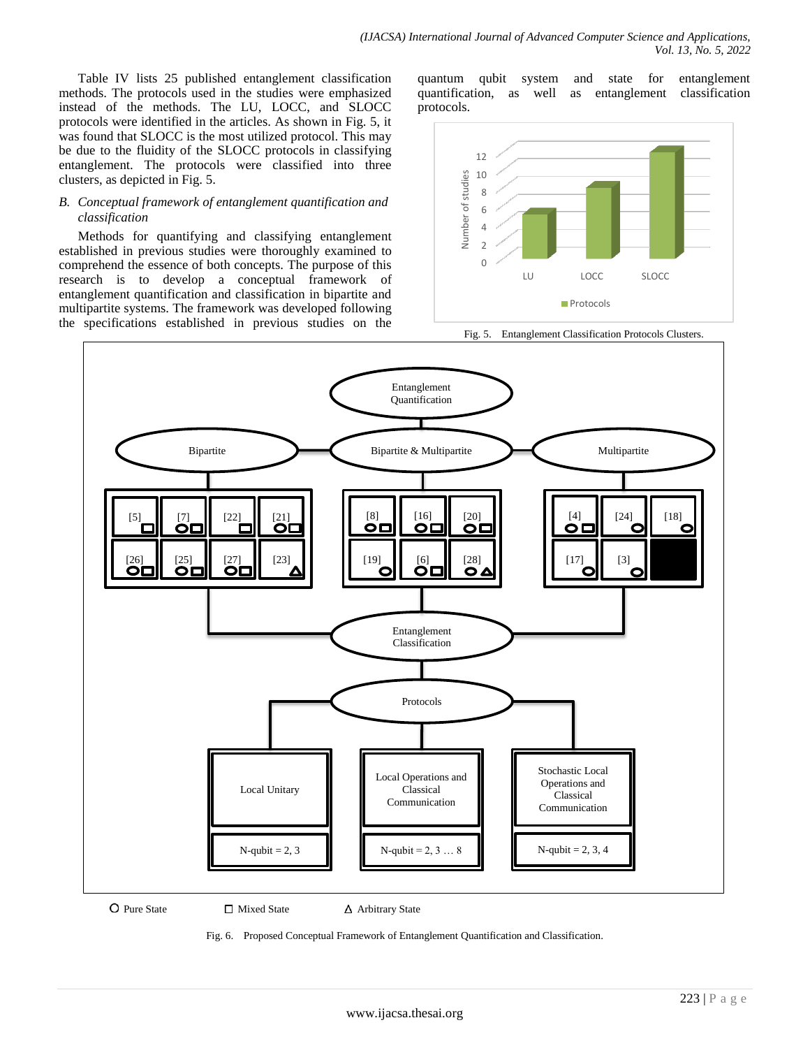Table IV lists 25 published entanglement classification methods. The protocols used in the studies were emphasized instead of the methods. The LU, LOCC, and SLOCC protocols were identified in the articles. As shown in Fig. 5, it was found that SLOCC is the most utilized protocol. This may be due to the fluidity of the SLOCC protocols in classifying entanglement. The protocols were classified into three clusters, as depicted in Fig. 5.

### *B. Conceptual framework of entanglement quantification and classification*

Methods for quantifying and classifying entanglement established in previous studies were thoroughly examined to comprehend the essence of both concepts. The purpose of this research is to develop a conceptual framework of entanglement quantification and classification in bipartite and multipartite systems. The framework was developed following the specifications established in previous studies on the quantum qubit system and state for entanglement quantification, as well as entanglement classification protocols.

Fig. 5. Entanglement Classification Protocols Clusters.

Fig. 6. Proposed Conceptual Framework of Entanglement Quantification and Classification.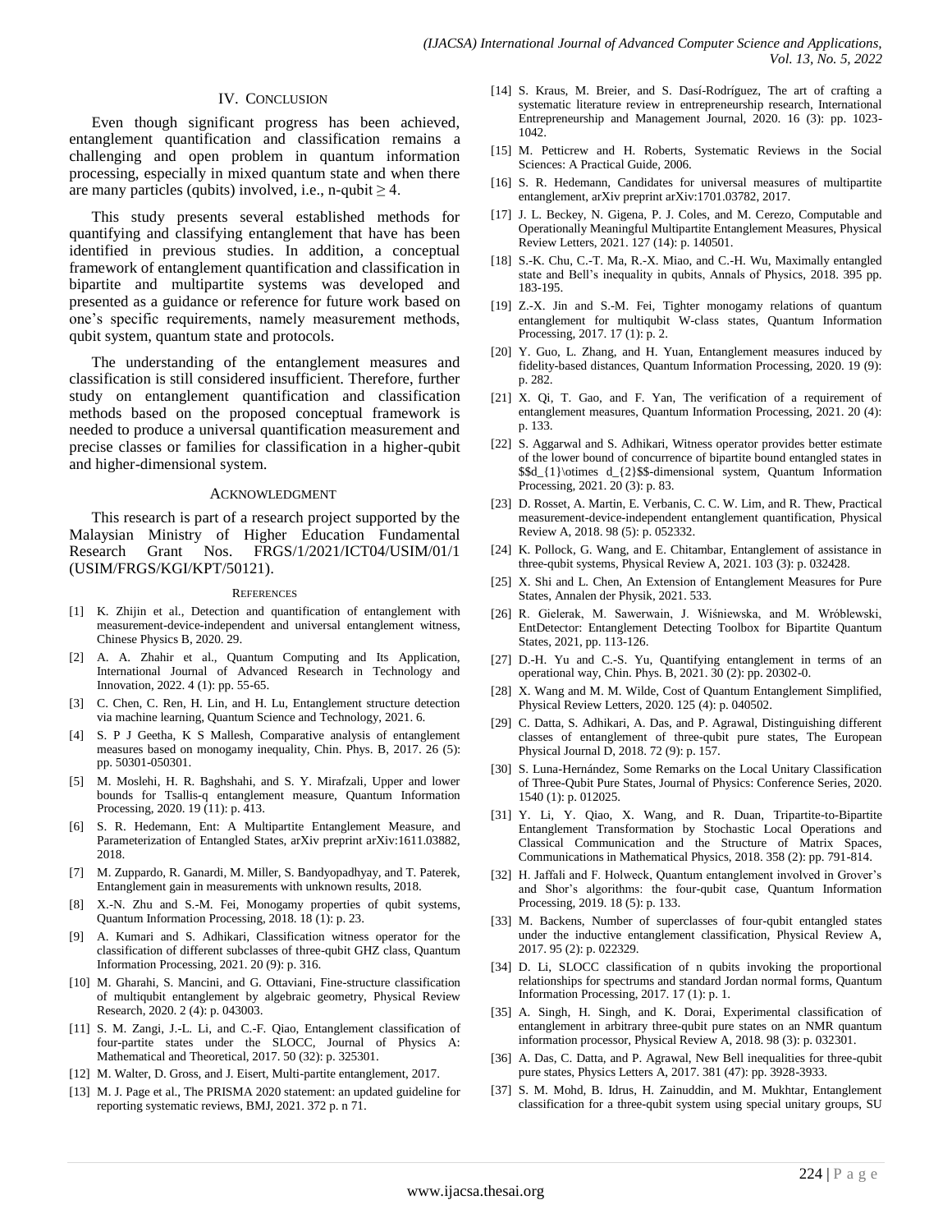## IV. Conclusion

Even though significant progress has been achieved, entanglement quantification and classification remains a challenging and open problem in quantum information processing, especially in mixed quantum state and when there are many particles (qubits) involved, i.e., n-qubit $\geq 4$.

This study presents several established methods for quantifying and classifying entanglement that have has been identified in previous studies. In addition, a conceptual framework of entanglement quantification and classification in bipartite and multipartite systems was developed and presented as a guidance or reference for future work based on one's specific requirements, namely measurement methods, qubit system, quantum state and protocols.

The understanding of the entanglement measures and classification is still considered insufficient. Therefore, further study on entanglement quantification and classification methods based on the proposed conceptual framework is needed to produce a universal quantification measurement and precise classes or families for classification in a higher-qubit and higher-dimensional system.

## Acknowledgment

This research is part of a research project supported by the Malaysian Ministry of Higher Education Fundamental Research Grant Nos. FRGS/1/2021/ICT04/USIM/01/1 (USIM/FRGS/KGI/KPT/50121).

## References

- [1] K. Zhijin et al., Detection and quantification of entanglement with measurement-device-independent and universal entanglement witness, Chinese Physics B, 2020. 29.
- [2] A. A. Zhahir et al., Quantum Computing and Its Application, International Journal of Advanced Research in Technology and Innovation, 2022. 4 (1): pp. 55-65.
- [3] C. Chen, C. Ren, H. Lin, and H. Lu, Entanglement structure detection via machine learning, Quantum Science and Technology, 2021. 6.
- [4] S. P J Geetha, K S Mallesh, Comparative analysis of entanglement measures based on monogamy inequality, Chin. Phys. B, 2017. 26 (5): pp. 50301-050301.
- [5] M. Moslehi, H. R. Baghshahi, and S. Y. Mirafzali, Upper and lower bounds for Tsallis-q entanglement measure, Quantum Information Processing, 2020. 19 (11): p. 413.
- [6] S. R. Hedemann, Ent: A Multipartite Entanglement Measure, and Parameterization of Entangled States, arXiv preprint arXiv:1611.03882, 2018.
- [7] M. Zuppardo, R. Ganardi, M. Miller, S. Bandyopadhyay, and T. Paterek, Entanglement gain in measurements with unknown results, 2018.
- [8] X.-N. Zhu and S.-M. Fei, Monogamy properties of qubit systems, Quantum Information Processing, 2018. 18 (1): p. 23.
- [9] A. Kumari and S. Adhikari, Classification witness operator for the classification of different subclasses of three-qubit GHZ class, Quantum Information Processing, 2021. 20 (9): p. 316.
- [10] M. Gharahi, S. Mancini, and G. Ottaviani, Fine-structure classification of multiqubit entanglement by algebraic geometry, Physical Review Research, 2020. 2 (4): p. 043003.
- [11] S. M. Zangi, J.-L. Li, and C.-F. Qiao, Entanglement classification of four-partite states under the SLOCC, Journal of Physics A: Mathematical and Theoretical, 2017. 50 (32): p. 325301.
- [12] M. Walter, D. Gross, and J. Eisert, Multi-partite entanglement, 2017.
- [13] M. J. Page et al., The PRISMA 2020 statement: an updated guideline for reporting systematic reviews, BMJ, 2021. 372 p. n 71.
- [14] S. Kraus, M. Breier, and S. Dasí-Rodríguez, The art of crafting a systematic literature review in entrepreneurship research, International Entrepreneurship and Management Journal, 2020. 16 (3): pp. 1023-1042.
- [15] M. Petticrew and H. Roberts, Systematic Reviews in the Social Sciences: A Practical Guide, 2006.
- [16] S. R. Hedemann, Candidates for universal measures of multipartite entanglement, arXiv preprint arXiv:1701.03782, 2017.
- [17] J. L. Beckey, N. Gigena, P. J. Coles, and M. Cerezo, Computable and Operationally Meaningful Multipartite Entanglement Measures, Physical Review Letters, 2021. 127 (14): p. 140501.
- [18] S.-K. Chu, C.-T. Ma, R.-X. Miao, and C.-H. Wu, Maximally entangled state and Bell's inequality in qubits, Annals of Physics, 2018. 395 pp. 183-195.
- [19] Z.-X. Jin and S.-M. Fei, Tighter monogamy relations of quantum entanglement for multiqubit W-class states, Quantum Information Processing, 2017. 17 (1): p. 2.
- [20] Y. Guo, L. Zhang, and H. Yuan, Entanglement measures induced by fidelity-based distances, Quantum Information Processing, 2020. 19 (9): p. 282.
- [21] X. Qi, T. Gao, and F. Yan, The verification of a requirement of entanglement measures, Quantum Information Processing, 2021. 20 (4): p. 133.
- [22] S. Aggarwal and S. Adhikari, Witness operator provides better estimate of the lower bound of concurrence of bipartite bound entangled states in $$d_{1}\otimes d_{2}$$-dimensional system, Quantum Information Processing, 2021. 20 (3): p. 83.
- [23] D. Rosset, A. Martin, E. Verbanis, C. C. W. Lim, and R. Thew, Practical measurement-device-independent entanglement quantification, Physical Review A, 2018. 98 (5): p. 052332.
- [24] K. Pollock, G. Wang, and E. Chitambar, Entanglement of assistance in three-qubit systems, Physical Review A, 2021. 103 (3): p. 032428.
- [25] X. Shi and L. Chen, An Extension of Entanglement Measures for Pure States, Annalen der Physik, 2021. 533.
- [26] R. Gielerak, M. Sawerwain, J. Wiśniewska, and M. Wróblewski, EntDetector: Entanglement Detecting Toolbox for Bipartite Quantum States, 2021, pp. 113-126.
- [27] D.-H. Yu and C.-S. Yu, Quantifying entanglement in terms of an operational way, Chin. Phys. B, 2021. 30 (2): pp. 20302-0.
- [28] X. Wang and M. M. Wilde, Cost of Quantum Entanglement Simplified, Physical Review Letters, 2020. 125 (4): p. 040502.
- [29] C. Datta, S. Adhikari, A. Das, and P. Agrawal, Distinguishing different classes of entanglement of three-qubit pure states, The European Physical Journal D, 2018. 72 (9): p. 157.
- [30] S. Luna-Hernández, Some Remarks on the Local Unitary Classification of Three-Qubit Pure States, Journal of Physics: Conference Series, 2020. 1540 (1): p. 012025.
- [31] Y. Li, Y. Qiao, X. Wang, and R. Duan, Tripartite-to-Bipartite Entanglement Transformation by Stochastic Local Operations and Classical Communication and the Structure of Matrix Spaces, Communications in Mathematical Physics, 2018. 358 (2): pp. 791-814.
- [32] H. Jaffali and F. Holweck, Quantum entanglement involved in Grover's and Shor's algorithms: the four-qubit case, Quantum Information Processing, 2019. 18 (5): p. 133.
- [33] M. Backens, Number of superclasses of four-qubit entangled states under the inductive entanglement classification, Physical Review A, 2017. 95 (2): p. 022329.
- [34] D. Li, SLOCC classification of n qubits invoking the proportional relationships for spectrums and standard Jordan normal forms, Quantum Information Processing, 2017. 17 (1): p. 1.
- [35] A. Singh, H. Singh, and K. Dorai, Experimental classification of entanglement in arbitrary three-qubit pure states on an NMR quantum information processor, Physical Review A, 2018. 98 (3): p. 032301.
- [36] A. Das, C. Datta, and P. Agrawal, New Bell inequalities for three-qubit pure states, Physics Letters A, 2017. 381 (47): pp. 3928-3933.
- [37] S. M. Mohd, B. Idrus, H. Zainuddin, and M. Mukhtar, Entanglement classification for a three-qubit system using special unitary groups, SU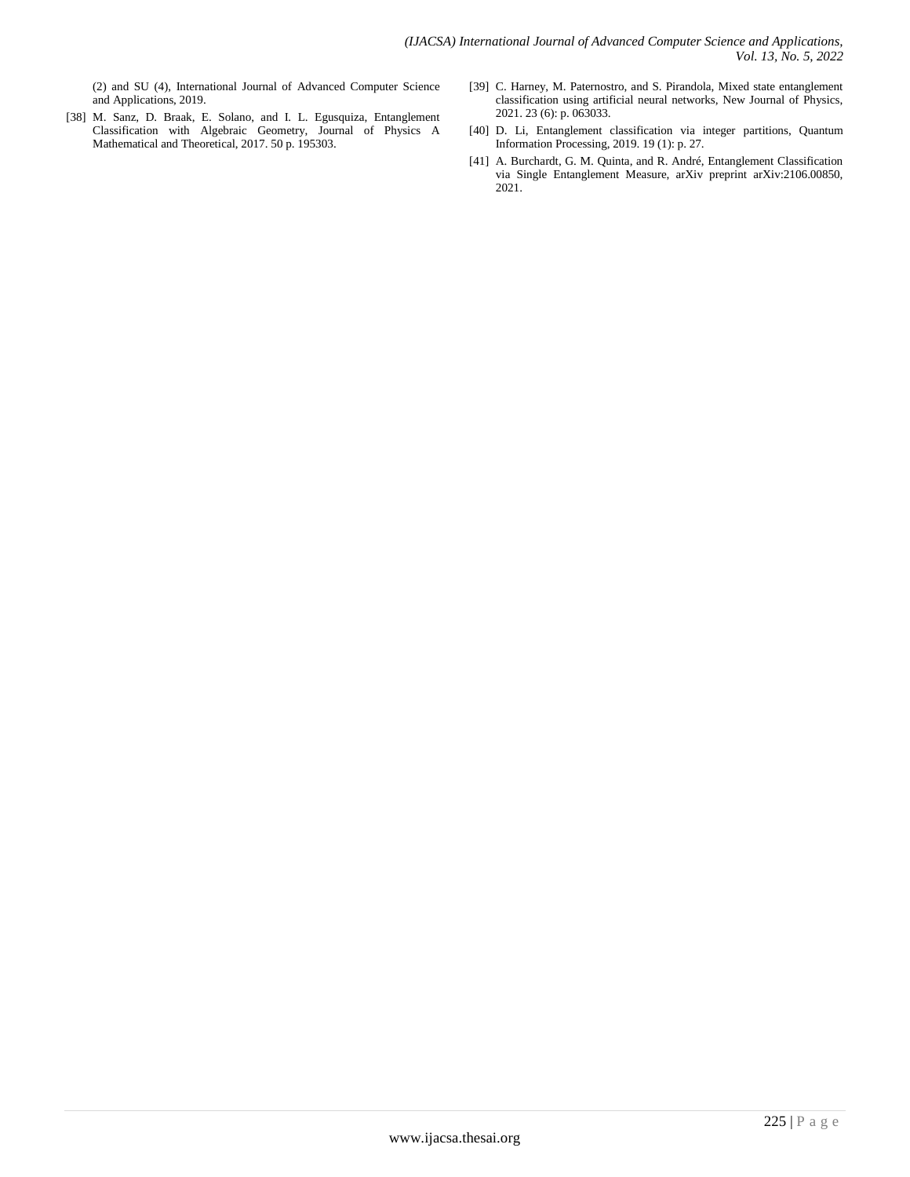(2) and SU (4), International Journal of Advanced Computer Science and Applications, 2019.

[38] M. Sanz, D. Braak, E. Solano, and I. L. Egusquiza, Entanglement Classification with Algebraic Geometry, Journal of Physics A Mathematical and Theoretical, 2017. 50 p. 195303.

[39] C. Harney, M. Paternostro, and S. Pirandola, Mixed state entanglement classification using artificial neural networks, New Journal of Physics, 2021. 23 (6): p. 063033.

[40] D. Li, Entanglement classification via integer partitions, Quantum Information Processing, 2019. 19 (1): p. 27.

[41] A. Burchardt, G. M. Quinta, and R. André, Entanglement Classification via Single Entanglement Measure, arXiv preprint arXiv:2106.00850, 2021.